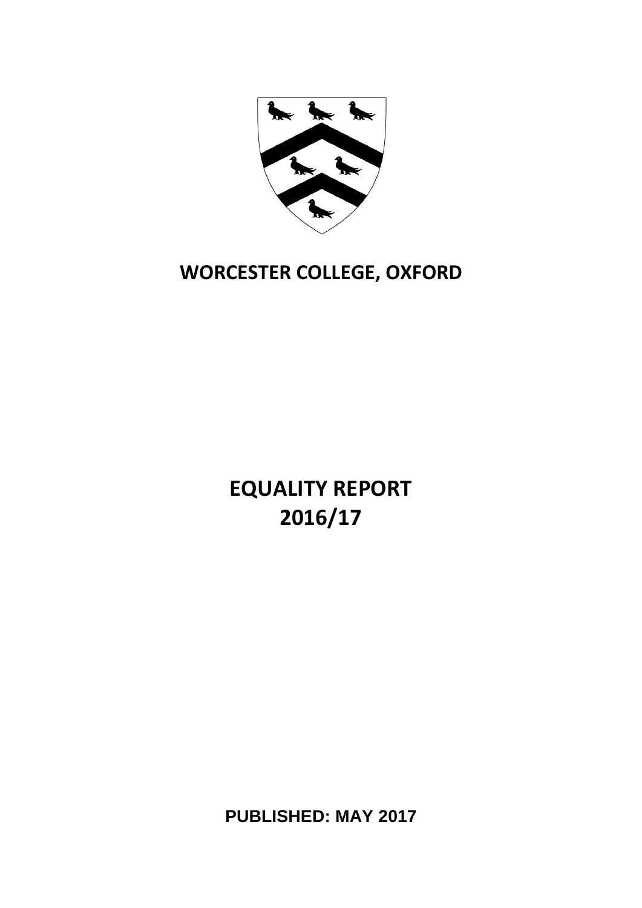# WORCESTER COLLEGE, OXFORD

# EQUALITY REPORT 2016/17

**PUBLISHED: MAY 2017**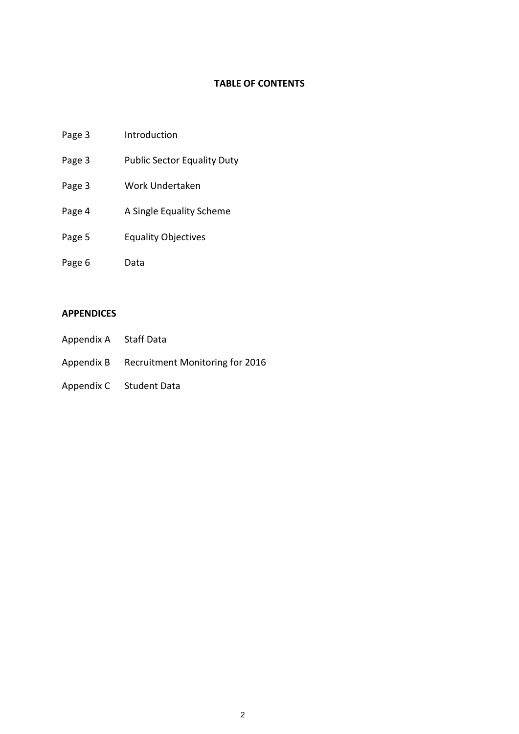**TABLE OF CONTENTS**

| | |
|---|---|
| Page 3 | Introduction |
| Page 3 | Public Sector Equality Duty |
| Page 3 | Work Undertaken |
| Page 4 | A Single Equality Scheme |
| Page 5 | Equality Objectives |
| Page 6 | Data |

**APPENDICES**

| | |
|---|---|
| Appendix A | Staff Data |
| Appendix B | Recruitment Monitoring for 2016 |
| Appendix C | Student Data |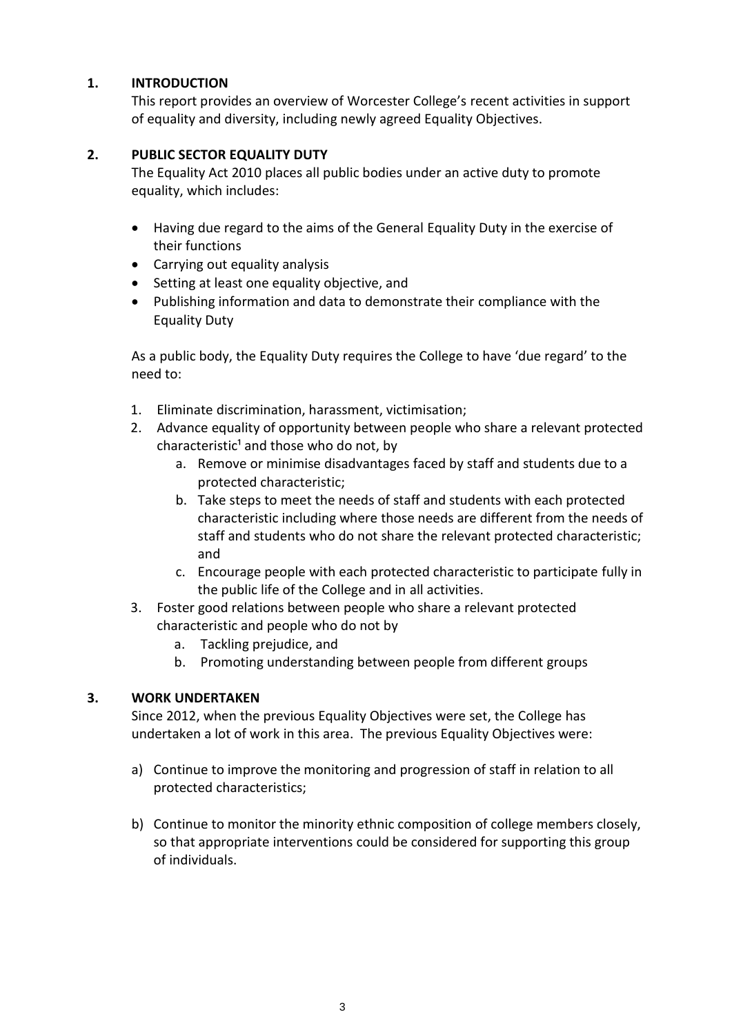## 1. INTRODUCTION

This report provides an overview of Worcester College's recent activities in support of equality and diversity, including newly agreed Equality Objectives.

## 2. PUBLIC SECTOR EQUALITY DUTY

The Equality Act 2010 places all public bodies under an active duty to promote equality, which includes:

- Having due regard to the aims of the General Equality Duty in the exercise of their functions
- Carrying out equality analysis
- Setting at least one equality objective, and
- Publishing information and data to demonstrate their compliance with the Equality Duty

As a public body, the Equality Duty requires the College to have 'due regard' to the need to:

1. Eliminate discrimination, harassment, victimisation;
2. Advance equality of opportunity between people who share a relevant protected characteristic[1] and those who do not, by
   a. Remove or minimise disadvantages faced by staff and students due to a protected characteristic;
   b. Take steps to meet the needs of staff and students with each protected characteristic including where those needs are different from the needs of staff and students who do not share the relevant protected characteristic; and
   c. Encourage people with each protected characteristic to participate fully in the public life of the College and in all activities.
3. Foster good relations between people who share a relevant protected characteristic and people who do not by
   a. Tackling prejudice, and
   b. Promoting understanding between people from different groups

## 3. WORK UNDERTAKEN

Since 2012, when the previous Equality Objectives were set, the College has undertaken a lot of work in this area. The previous Equality Objectives were:

a) Continue to improve the monitoring and progression of staff in relation to all protected characteristics;

b) Continue to monitor the minority ethnic composition of college members closely, so that appropriate interventions could be considered for supporting this group of individuals.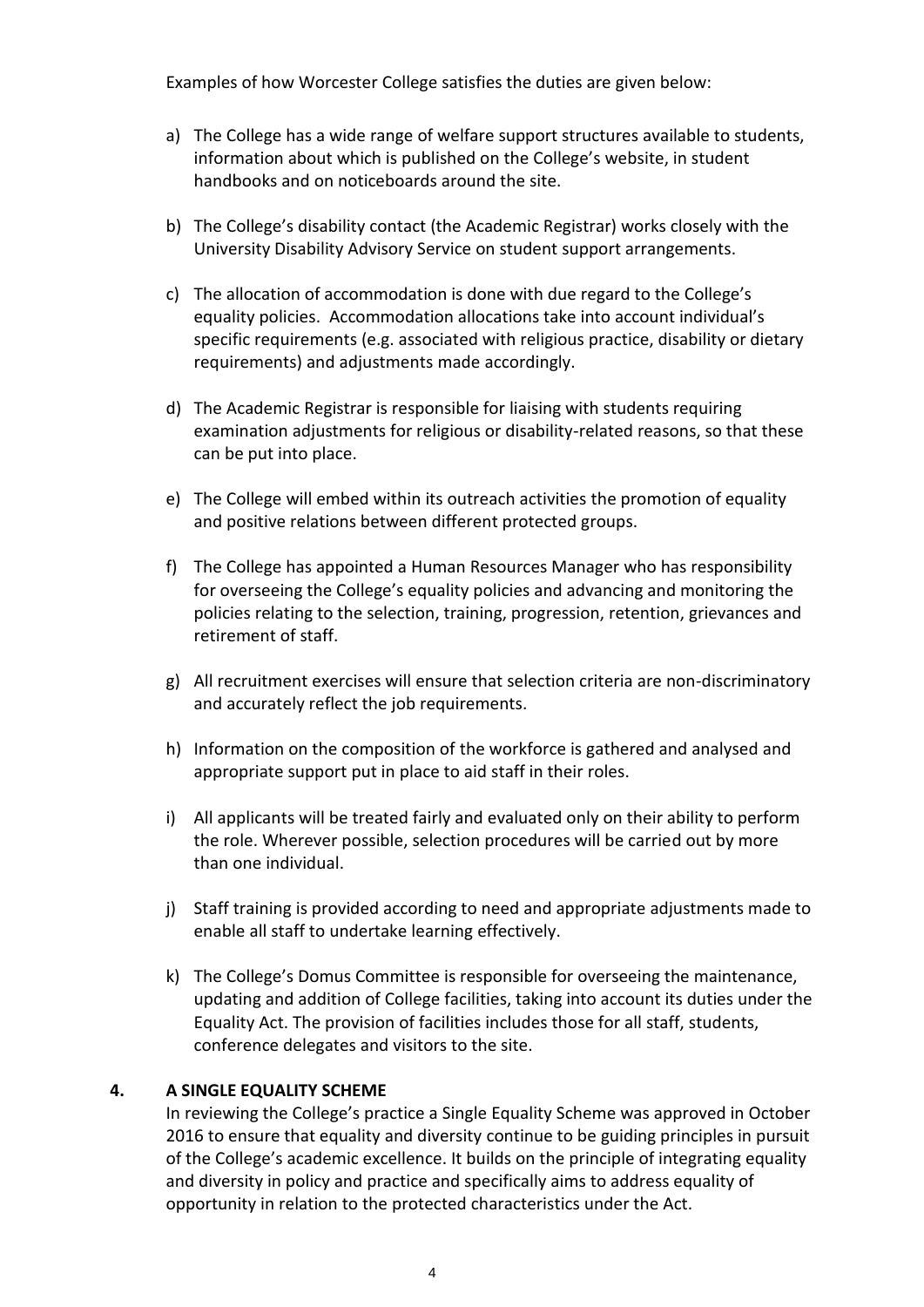Examples of how Worcester College satisfies the duties are given below:

a) The College has a wide range of welfare support structures available to students, information about which is published on the College's website, in student handbooks and on noticeboards around the site.

b) The College's disability contact (the Academic Registrar) works closely with the University Disability Advisory Service on student support arrangements.

c) The allocation of accommodation is done with due regard to the College's equality policies. Accommodation allocations take into account individual's specific requirements (e.g. associated with religious practice, disability or dietary requirements) and adjustments made accordingly.

d) The Academic Registrar is responsible for liaising with students requiring examination adjustments for religious or disability-related reasons, so that these can be put into place.

e) The College will embed within its outreach activities the promotion of equality and positive relations between different protected groups.

f) The College has appointed a Human Resources Manager who has responsibility for overseeing the College's equality policies and advancing and monitoring the policies relating to the selection, training, progression, retention, grievances and retirement of staff.

g) All recruitment exercises will ensure that selection criteria are non-discriminatory and accurately reflect the job requirements.

h) Information on the composition of the workforce is gathered and analysed and appropriate support put in place to aid staff in their roles.

i) All applicants will be treated fairly and evaluated only on their ability to perform the role. Wherever possible, selection procedures will be carried out by more than one individual.

j) Staff training is provided according to need and appropriate adjustments made to enable all staff to undertake learning effectively.

k) The College's Domus Committee is responsible for overseeing the maintenance, updating and addition of College facilities, taking into account its duties under the Equality Act. The provision of facilities includes those for all staff, students, conference delegates and visitors to the site.

## 4. A SINGLE EQUALITY SCHEME

In reviewing the College's practice a Single Equality Scheme was approved in October 2016 to ensure that equality and diversity continue to be guiding principles in pursuit of the College's academic excellence. It builds on the principle of integrating equality and diversity in policy and practice and specifically aims to address equality of opportunity in relation to the protected characteristics under the Act.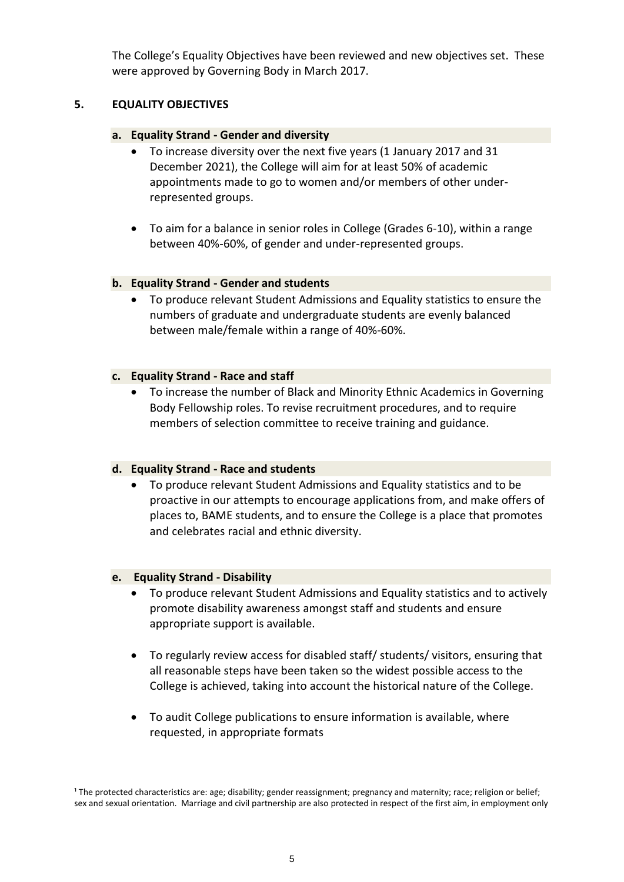The College's Equality Objectives have been reviewed and new objectives set. These were approved by Governing Body in March 2017.

## 5. EQUALITY OBJECTIVES

### a. Equality Strand - Gender and diversity

- To increase diversity over the next five years (1 January 2017 and 31 December 2021), the College will aim for at least 50% of academic appointments made to go to women and/or members of other under-represented groups.
- To aim for a balance in senior roles in College (Grades 6-10), within a range between 40%-60%, of gender and under-represented groups.

### b. Equality Strand - Gender and students

- To produce relevant Student Admissions and Equality statistics to ensure the numbers of graduate and undergraduate students are evenly balanced between male/female within a range of 40%-60%.

### c. Equality Strand - Race and staff

- To increase the number of Black and Minority Ethnic Academics in Governing Body Fellowship roles. To revise recruitment procedures, and to require members of selection committee to receive training and guidance.

### d. Equality Strand - Race and students

- To produce relevant Student Admissions and Equality statistics and to be proactive in our attempts to encourage applications from, and make offers of places to, BAME students, and to ensure the College is a place that promotes and celebrates racial and ethnic diversity.

### e. Equality Strand - Disability

- To produce relevant Student Admissions and Equality statistics and to actively promote disability awareness amongst staff and students and ensure appropriate support is available.
- To regularly review access for disabled staff/ students/ visitors, ensuring that all reasonable steps have been taken so the widest possible access to the College is achieved, taking into account the historical nature of the College.
- To audit College publications to ensure information is available, where requested, in appropriate formats

[1] The protected characteristics are: age; disability; gender reassignment; pregnancy and maternity; race; religion or belief; sex and sexual orientation. Marriage and civil partnership are also protected in respect of the first aim, in employment only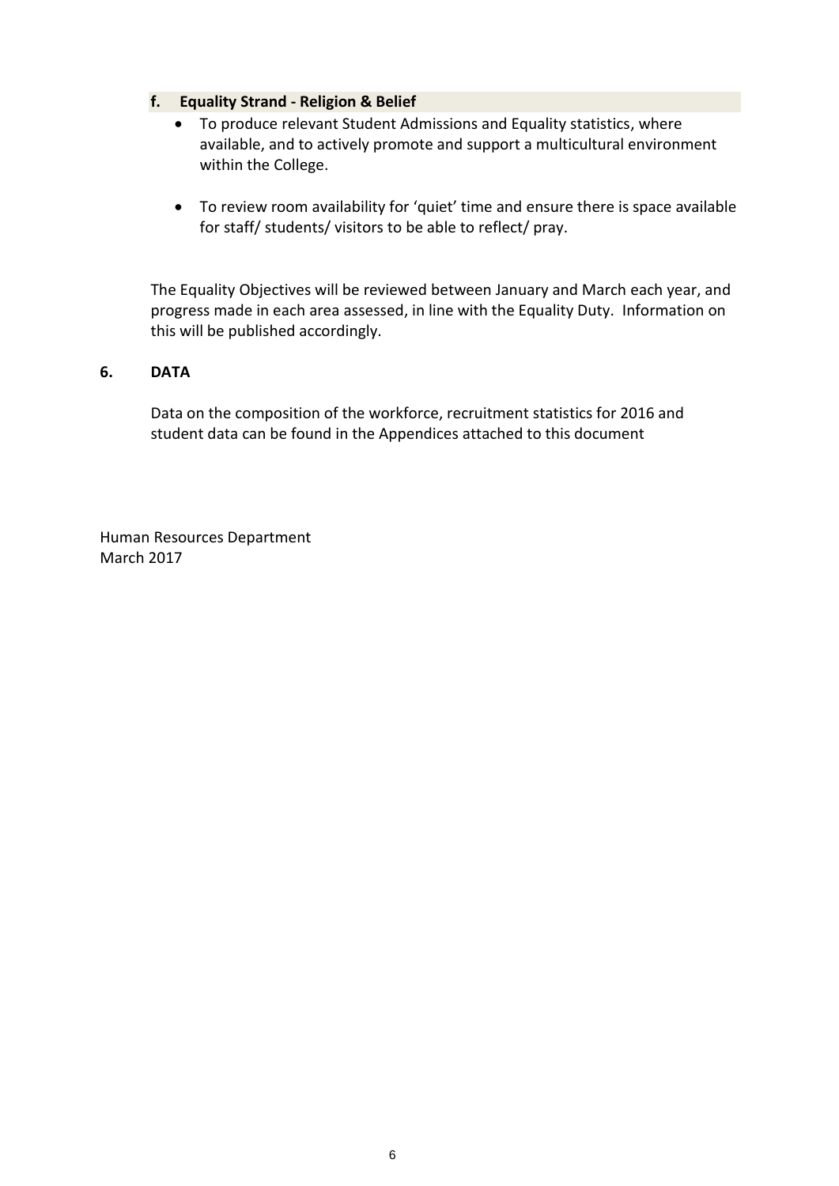### f. Equality Strand - Religion & Belief

- To produce relevant Student Admissions and Equality statistics, where available, and to actively promote and support a multicultural environment within the College.
- To review room availability for 'quiet' time and ensure there is space available for staff/ students/ visitors to be able to reflect/ pray.

The Equality Objectives will be reviewed between January and March each year, and progress made in each area assessed, in line with the Equality Duty. Information on this will be published accordingly.

## 6. DATA

Data on the composition of the workforce, recruitment statistics for 2016 and student data can be found in the Appendices attached to this document

Human Resources Department
March 2017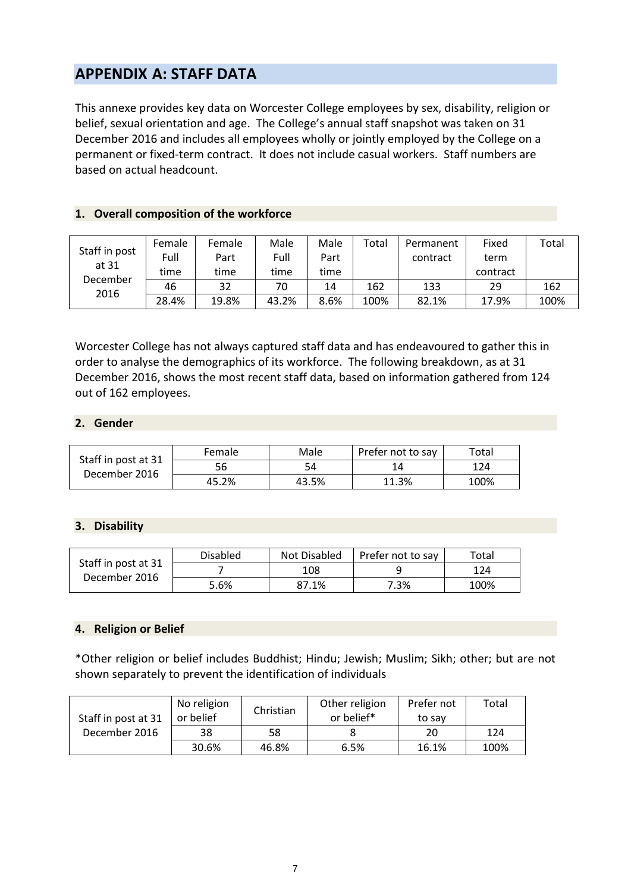## APPENDIX A: STAFF DATA

This annexe provides key data on Worcester College employees by sex, disability, religion or belief, sexual orientation and age. The College's annual staff snapshot was taken on 31 December 2016 and includes all employees wholly or jointly employed by the College on a permanent or fixed-term contract. It does not include casual workers. Staff numbers are based on actual headcount.

### 1. Overall composition of the workforce

| Staff in post at 31 December 2016 | Female Full time | Female Part time | Male Full time | Male Part time | Total | Permanent contract | Fixed term contract | Total |
|---|---|---|---|---|---|---|---|---|
| | 46 | 32 | 70 | 14 | 162 | 133 | 29 | 162 |
| | 28.4% | 19.8% | 43.2% | 8.6% | 100% | 82.1% | 17.9% | 100% |

Worcester College has not always captured staff data and has endeavoured to gather this in order to analyse the demographics of its workforce. The following breakdown, as at 31 December 2016, shows the most recent staff data, based on information gathered from 124 out of 162 employees.

### 2. Gender

| Staff in post at 31 December 2016 | Female | Male | Prefer not to say | Total |
|---|---|---|---|---|
| | 56 | 54 | 14 | 124 |
| | 45.2% | 43.5% | 11.3% | 100% |

### 3. Disability

| Staff in post at 31 December 2016 | Disabled | Not Disabled | Prefer not to say | Total |
|---|---|---|---|---|
| | 7 | 108 | 9 | 124 |
| | 5.6% | 87.1% | 7.3% | 100% |

### 4. Religion or Belief

*Other religion or belief includes Buddhist; Hindu; Jewish; Muslim; Sikh; other; but are not shown separately to prevent the identification of individuals

| Staff in post at 31 December 2016 | No religion or belief | Christian | Other religion or belief* | Prefer not to say | Total |
|---|---|---|---|---|---|
| | 38 | 58 | 8 | 20 | 124 |
| | 30.6% | 46.8% | 6.5% | 16.1% | 100% |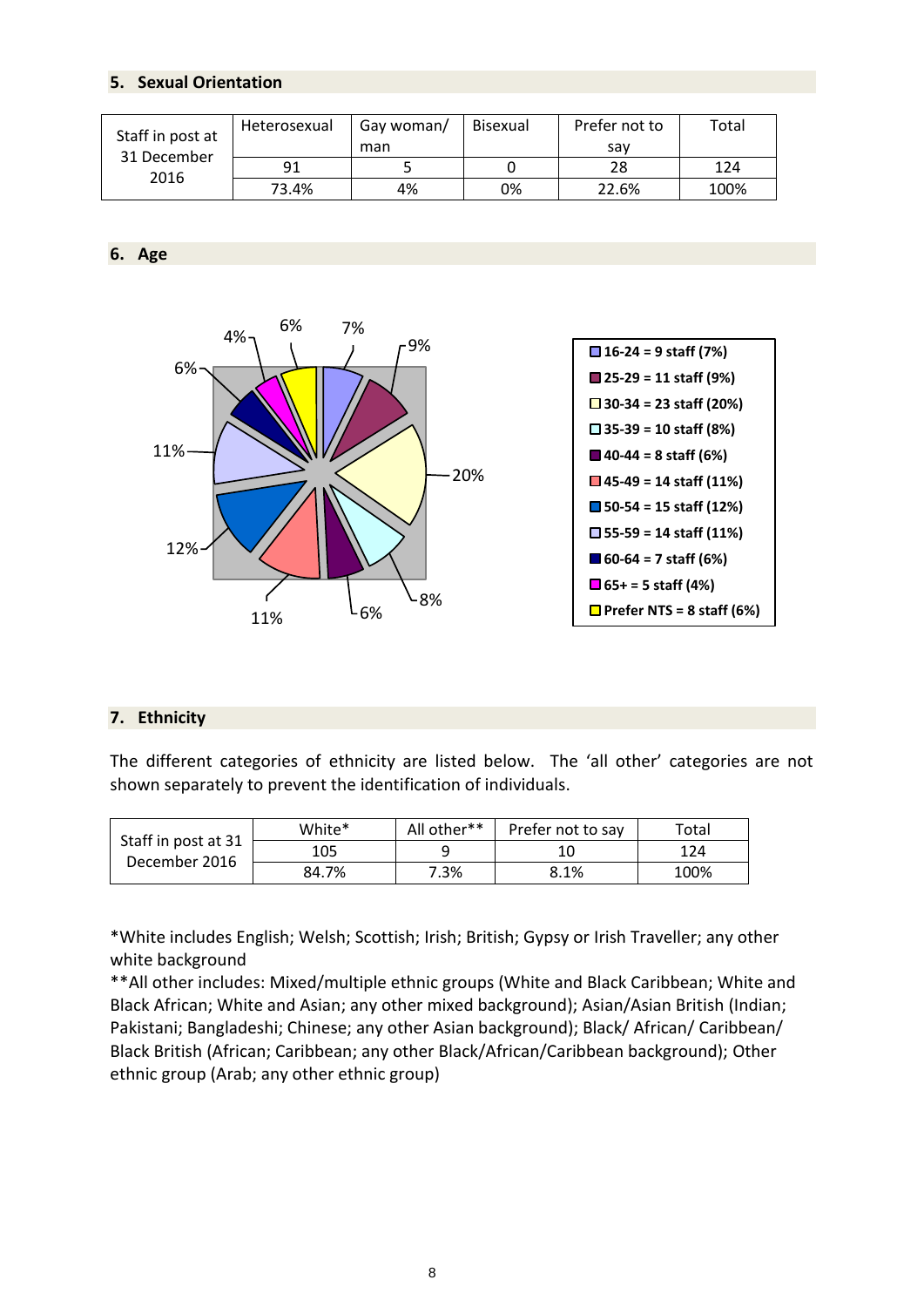## 5. Sexual Orientation

| | Heterosexual | Gay woman/ man | Bisexual | Prefer not to say | Total |
|---|---|---|---|---|---|
| Staff in post at 31 December 2016 | 91 | 5 | 0 | 28 | 124 |
| | 73.4% | 4% | 0% | 22.6% | 100% |

## 6. Age

- 16-24 = 9 staff (7%)
- 25-29 = 11 staff (9%)
- 30-34 = 23 staff (20%)
- 35-39 = 10 staff (8%)
- 40-44 = 8 staff (6%)
- 45-49 = 14 staff (11%)
- 50-54 = 15 staff (12%)
- 55-59 = 14 staff (11%)
- 60-64 = 7 staff (6%)
- 65+ = 5 staff (4%)
- Prefer NTS = 8 staff (6%)

## 7. Ethnicity

The different categories of ethnicity are listed below. The 'all other' categories are not shown separately to prevent the identification of individuals.

| | White* | All other** | Prefer not to say | Total |
|---|---|---|---|---|
| Staff in post at 31 December 2016 | 105 | 9 | 10 | 124 |
| | 84.7% | 7.3% | 8.1% | 100% |

*White includes English; Welsh; Scottish; Irish; British; Gypsy or Irish Traveller; any other white background

**All other includes: Mixed/multiple ethnic groups (White and Black Caribbean; White and Black African; White and Asian; any other mixed background); Asian/Asian British (Indian; Pakistani; Bangladeshi; Chinese; any other Asian background); Black/ African/ Caribbean/ Black British (African; Caribbean; any other Black/African/Caribbean background); Other ethnic group (Arab; any other ethnic group)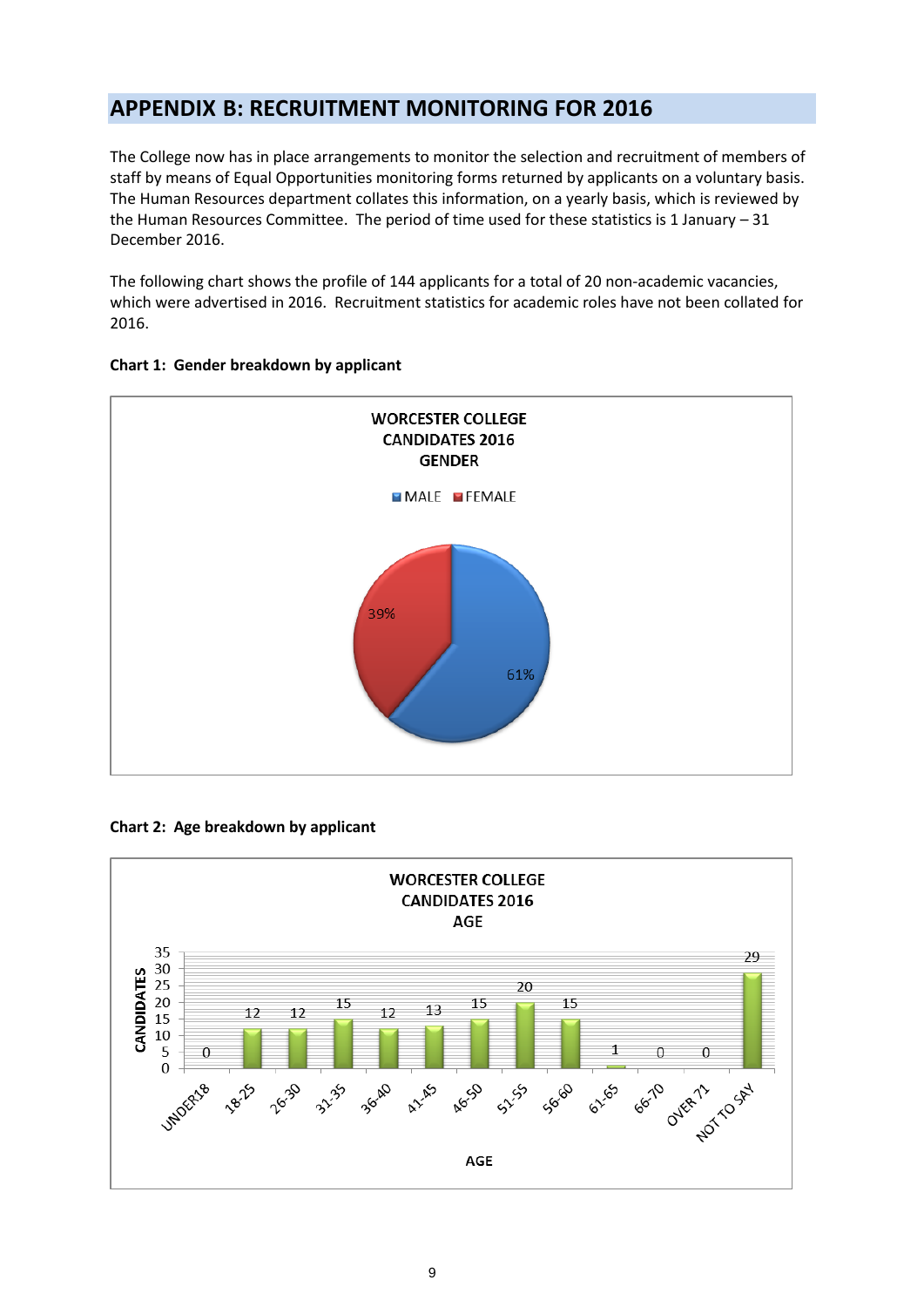## APPENDIX B: RECRUITMENT MONITORING FOR 2016

The College now has in place arrangements to monitor the selection and recruitment of members of staff by means of Equal Opportunities monitoring forms returned by applicants on a voluntary basis. The Human Resources department collates this information, on a yearly basis, which is reviewed by the Human Resources Committee. The period of time used for these statistics is 1 January – 31 December 2016.

The following chart shows the profile of 144 applicants for a total of 20 non-academic vacancies, which were advertised in 2016. Recruitment statistics for academic roles have not been collated for 2016.

**Chart 1: Gender breakdown by applicant**

WORCESTER COLLEGE
CANDIDATES 2016
GENDER

| Gender | Percentage |
|---|---|
| MALE | 61% |
| FEMALE | 39% |

**Chart 2: Age breakdown by applicant**

WORCESTER COLLEGE
CANDIDATES 2016
AGE

| AGE | CANDIDATES |
|---|---|
| UNDER18 | 0 |
| 18-25 | 12 |
| 26-30 | 12 |
| 31-35 | 15 |
| 36-40 | 12 |
| 41-45 | 13 |
| 46-50 | 15 |
| 51-55 | 20 |
| 56-60 | 15 |
| 61-65 | 1 |
| 66-70 | 0 |
| OVER 71 | 0 |
| NOT TO SAY | 29 |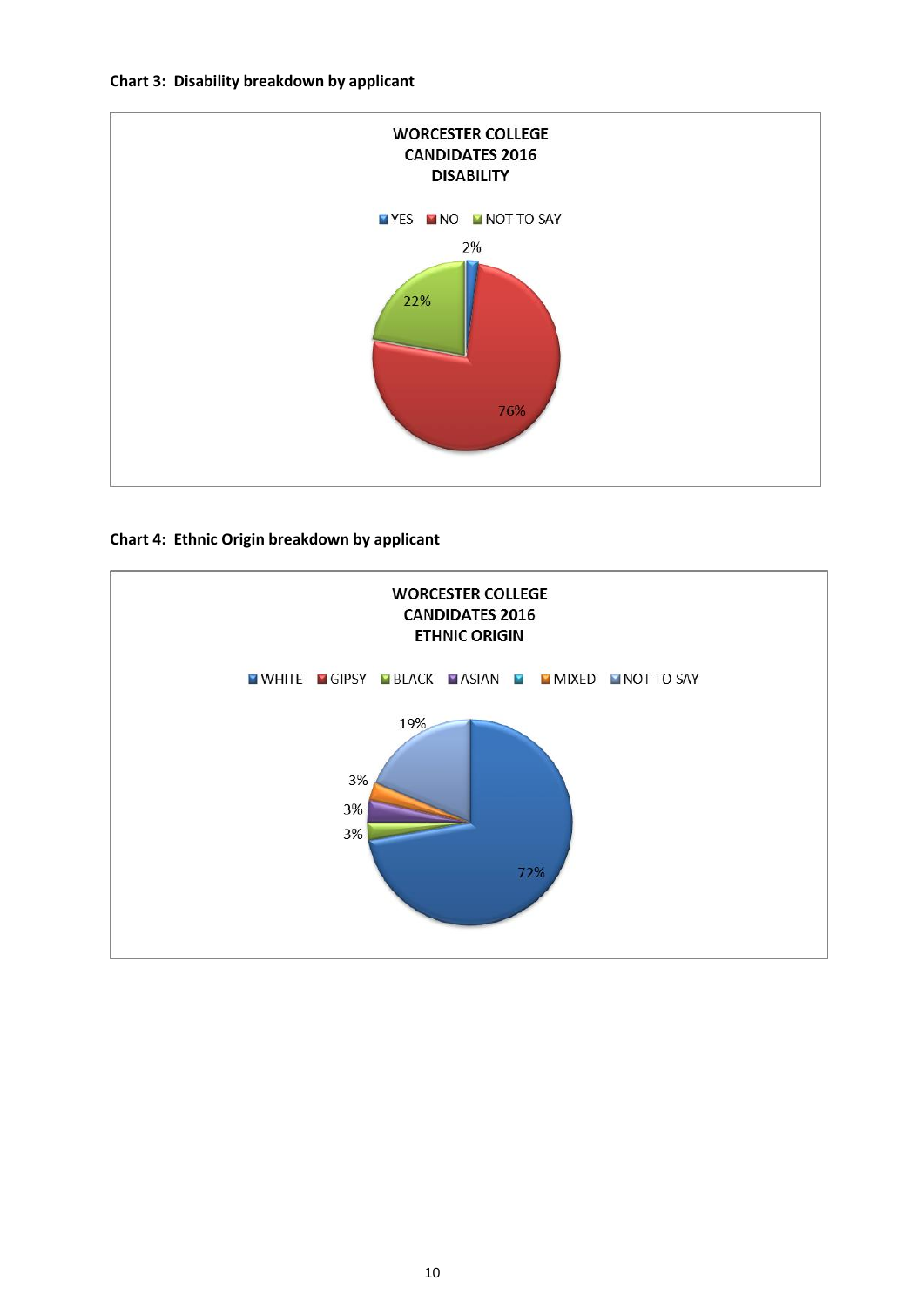**Chart 3: Disability breakdown by applicant**

WORCESTER COLLEGE
CANDIDATES 2016
DISABILITY

YES NO NOT TO SAY

2%

22%

76%

**Chart 4: Ethnic Origin breakdown by applicant**

WORCESTER COLLEGE
CANDIDATES 2016
ETHNIC ORIGIN

WHITE GIPSY BLACK ASIAN MIXED NOT TO SAY

19%

3%

3%

3%

72%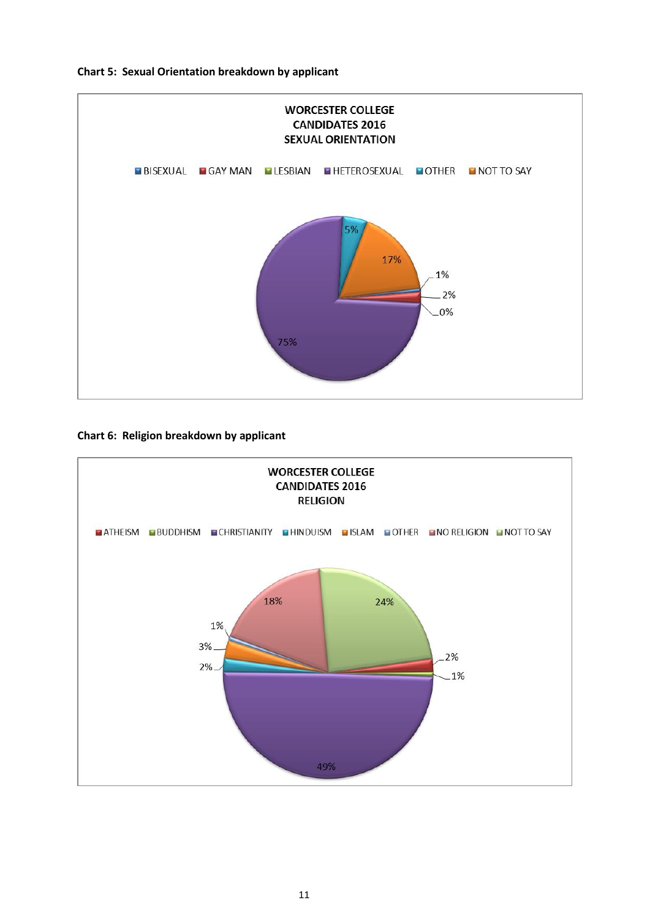**Chart 5: Sexual Orientation breakdown by applicant**

WORCESTER COLLEGE
CANDIDATES 2016
SEXUAL ORIENTATION

BISEXUAL, GAY MAN, LESBIAN, HETEROSEXUAL, OTHER, NOT TO SAY

5%, 17%, 1%, 2%, 0%, 75%

**Chart 6: Religion breakdown by applicant**

WORCESTER COLLEGE
CANDIDATES 2016
RELIGION

ATHEISM, BUDDHISM, CHRISTIANITY, HINDUISM, ISLAM, OTHER, NO RELIGION, NOT TO SAY

18%, 24%, 1%, 3%, 2%, 2%, 1%, 49%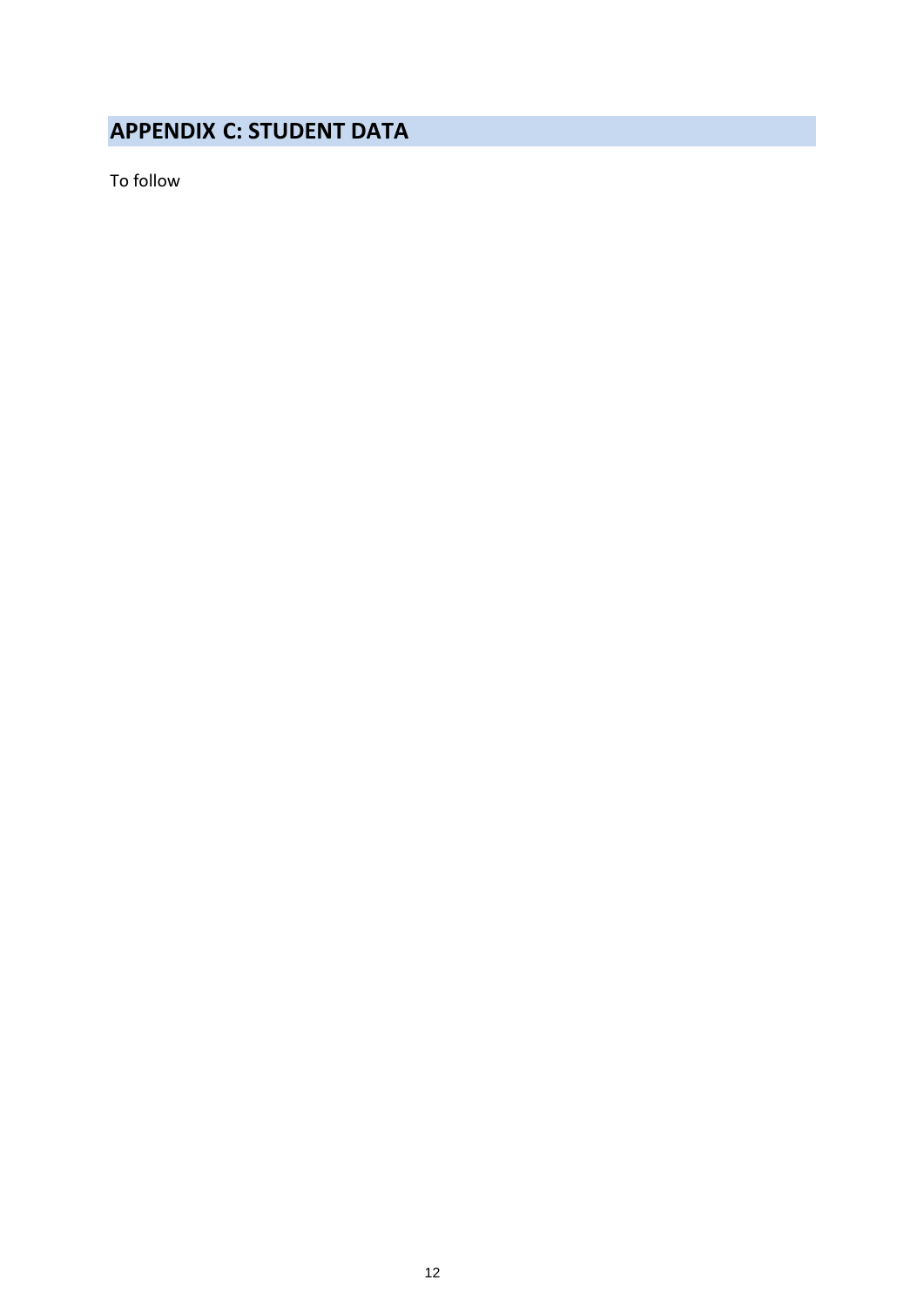## APPENDIX C: STUDENT DATA

To follow